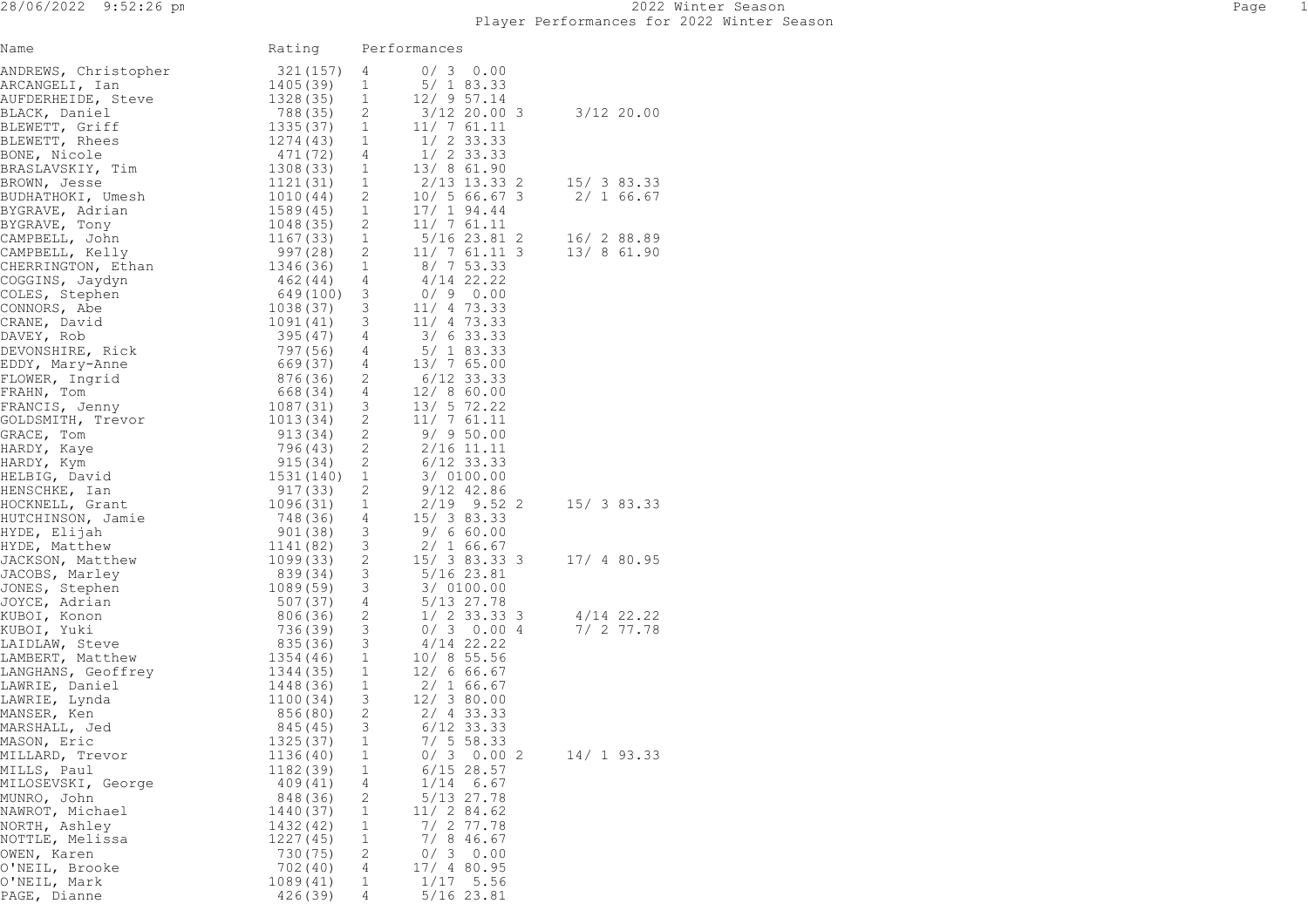## 2022 Winter Season

### Player Performances for 2022 Winter Season

| Name | Rating | Performances | | | | | | |
|---|---|---|---|---|---|---|---|---|
| ANDREWS, Christopher | 321(157) | 4 | 0/ 3 | 0.00 | | | | |
| ARCANGELI, Ian | 1405(39) | 1 | 5/ 1 | 83.33 | | | | |
| AUFDERHEIDE, Steve | 1328(35) | 1 | 12/ 9 | 57.14 | | | | |
| BLACK, Daniel | 788(35) | 2 | 3/12 | 20.00 | 3 | | 3/12 | 20.00 |
| BLEWETT, Griff | 1335(37) | 1 | 11/ 7 | 61.11 | | | | |
| BLEWETT, Rhees | 1274(43) | 1 | 1/ 2 | 33.33 | | | | |
| BONE, Nicole | 471(72) | 4 | 1/ 2 | 33.33 | | | | |
| BRASLAVSKIY, Tim | 1308(33) | 1 | 13/ 8 | 61.90 | | | | |
| BROWN, Jesse | 1121(31) | 1 | 2/13 | 13.33 | 2 | | 15/ 3 | 83.33 |
| BUDHATHOKI, Umesh | 1010(44) | 2 | 10/ 5 | 66.67 | 3 | | 2/ 1 | 66.67 |
| BYGRAVE, Adrian | 1589(45) | 1 | 17/ 1 | 94.44 | | | | |
| BYGRAVE, Tony | 1048(35) | 2 | 11/ 7 | 61.11 | | | | |
| CAMPBELL, John | 1167(33) | 1 | 5/16 | 23.81 | 2 | | 16/ 2 | 88.89 |
| CAMPBELL, Kelly | 997(28) | 2 | 11/ 7 | 61.11 | 3 | | 13/ 8 | 61.90 |
| CHERRINGTON, Ethan | 1346(36) | 1 | 8/ 7 | 53.33 | | | | |
| COGGINS, Jaydyn | 462(44) | 4 | 4/14 | 22.22 | | | | |
| COLES, Stephen | 649(100) | 3 | 0/ 9 | 0.00 | | | | |
| CONNORS, Abe | 1038(37) | 3 | 11/ 4 | 73.33 | | | | |
| CRANE, David | 1091(41) | 3 | 11/ 4 | 73.33 | | | | |
| DAVEY, Rob | 395(47) | 4 | 3/ 6 | 33.33 | | | | |
| DEVONSHIRE, Rick | 797(56) | 4 | 5/ 1 | 83.33 | | | | |
| EDDY, Mary-Anne | 669(37) | 4 | 13/ 7 | 65.00 | | | | |
| FLOWER, Ingrid | 876(36) | 2 | 6/12 | 33.33 | | | | |
| FRAHN, Tom | 668(34) | 4 | 12/ 8 | 60.00 | | | | |
| FRANCIS, Jenny | 1087(31) | 3 | 13/ 5 | 72.22 | | | | |
| GOLDSMITH, Trevor | 1013(34) | 2 | 11/ 7 | 61.11 | | | | |
| GRACE, Tom | 913(34) | 2 | 9/ 9 | 50.00 | | | | |
| HARDY, Kaye | 796(43) | 2 | 2/16 | 11.11 | | | | |
| HARDY, Kym | 915(34) | 2 | 6/12 | 33.33 | | | | |
| HELBIG, David | 1531(140) | 1 | 3/ 0 | 100.00 | | | | |
| HENSCHKE, Ian | 917(33) | 2 | 9/12 | 42.86 | | | | |
| HOCKNELL, Grant | 1096(31) | 1 | 2/19 | 9.52 | 2 | | 15/ 3 | 83.33 |
| HUTCHINSON, Jamie | 748(36) | 4 | 15/ 3 | 83.33 | | | | |
| HYDE, Elijah | 901(38) | 3 | 9/ 6 | 60.00 | | | | |
| HYDE, Matthew | 1141(82) | 3 | 2/ 1 | 66.67 | | | | |
| JACKSON, Matthew | 1099(33) | 2 | 15/ 3 | 83.33 | 3 | | 17/ 4 | 80.95 |
| JACOBS, Marley | 839(34) | 3 | 5/16 | 23.81 | | | | |
| JONES, Stephen | 1089(59) | 3 | 3/ 0 | 100.00 | | | | |
| JOYCE, Adrian | 507(37) | 4 | 5/13 | 27.78 | | | | |
| KUBOI, Konon | 806(36) | 2 | 1/ 2 | 33.33 | 3 | | 4/14 | 22.22 |
| KUBOI, Yuki | 736(39) | 3 | 0/ 3 | 0.00 | 4 | | 7/ 2 | 77.78 |
| LAIDLAW, Steve | 835(36) | 3 | 4/14 | 22.22 | | | | |
| LAMBERT, Matthew | 1354(46) | 1 | 10/ 8 | 55.56 | | | | |
| LANGHANS, Geoffrey | 1344(35) | 1 | 12/ 6 | 66.67 | | | | |
| LAWRIE, Daniel | 1448(36) | 1 | 2/ 1 | 66.67 | | | | |
| LAWRIE, Lynda | 1100(34) | 3 | 12/ 3 | 80.00 | | | | |
| MANSER, Ken | 856(80) | 2 | 2/ 4 | 33.33 | | | | |
| MARSHALL, Jed | 845(45) | 3 | 6/12 | 33.33 | | | | |
| MASON, Eric | 1325(37) | 1 | 7/ 5 | 58.33 | | | | |
| MILLARD, Trevor | 1136(40) | 1 | 0/ 3 | 0.00 | 2 | | 14/ 1 | 93.33 |
| MILLS, Paul | 1182(39) | 1 | 6/15 | 28.57 | | | | |
| MILOSEVSKI, George | 409(41) | 4 | 1/14 | 6.67 | | | | |
| MUNRO, John | 848(36) | 2 | 5/13 | 27.78 | | | | |
| NAWROT, Michael | 1440(37) | 1 | 11/ 2 | 84.62 | | | | |
| NORTH, Ashley | 1432(42) | 1 | 7/ 2 | 77.78 | | | | |
| NOTTLE, Melissa | 1227(45) | 1 | 7/ 8 | 46.67 | | | | |
| OWEN, Karen | 730(75) | 2 | 0/ 3 | 0.00 | | | | |
| O'NEIL, Brooke | 702(40) | 4 | 17/ 4 | 80.95 | | | | |
| O'NEIL, Mark | 1089(41) | 1 | 1/17 | 5.56 | | | | |
| PAGE, Dianne | 426(39) | 4 | 5/16 | 23.81 | | | | |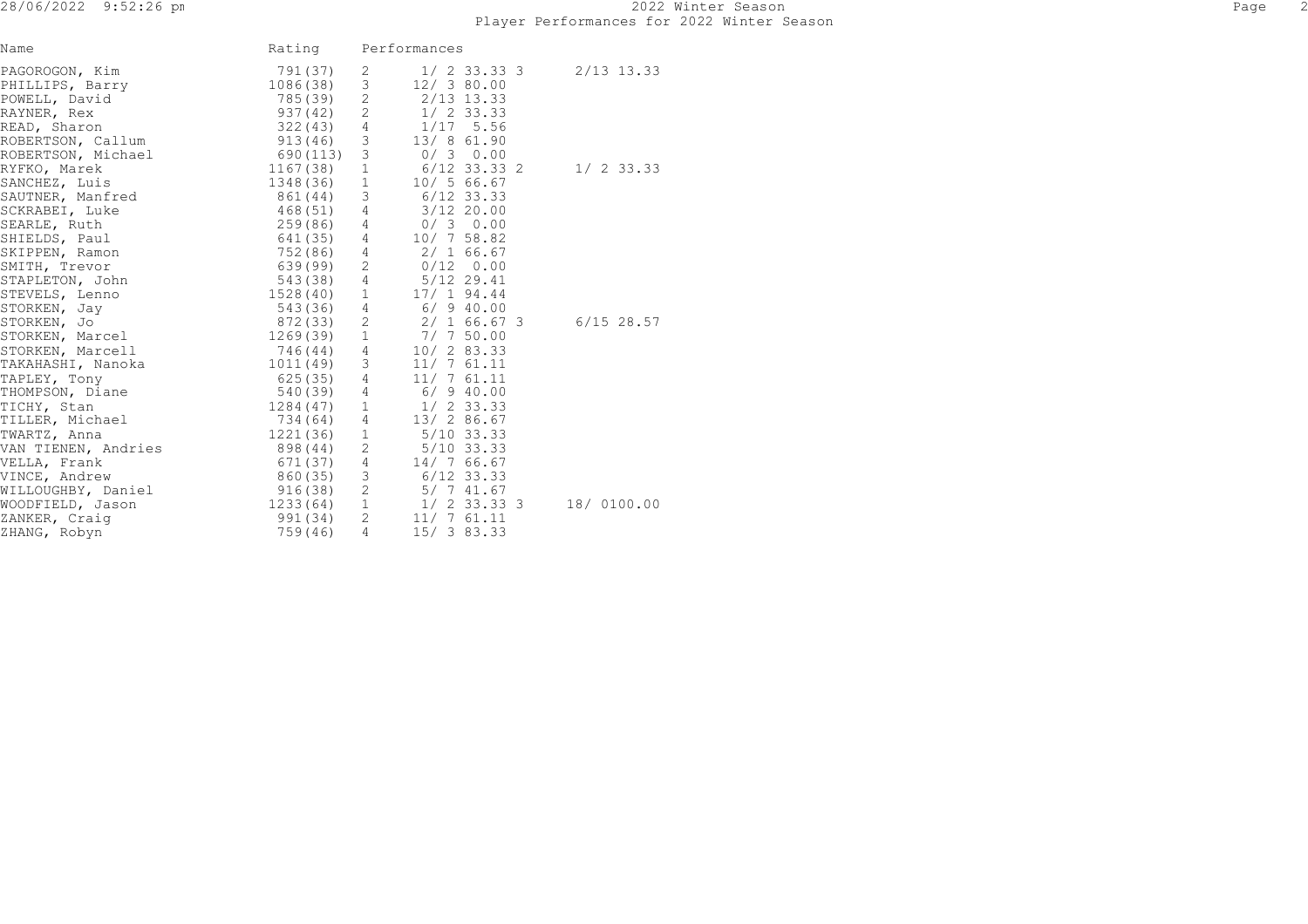## 2022 Winter Season

### Player Performances for 2022 Winter Season

| Name | Rating | Performances | | | | | |
|---|---|---|---|---|---|---|---|
| PAGOROGON, Kim | 791(37) | 2 | 1/ 2 | 33.33 | 3 | 2/13 | 13.33 |
| PHILLIPS, Barry | 1086(38) | 3 | 12/ 3 | 80.00 | | | |
| POWELL, David | 785(39) | 2 | 2/13 | 13.33 | | | |
| RAYNER, Rex | 937(42) | 2 | 1/ 2 | 33.33 | | | |
| READ, Sharon | 322(43) | 4 | 1/17 | 5.56 | | | |
| ROBERTSON, Callum | 913(46) | 3 | 13/ 8 | 61.90 | | | |
| ROBERTSON, Michael | 690(113) | 3 | 0/ 3 | 0.00 | | | |
| RYFKO, Marek | 1167(38) | 1 | 6/12 | 33.33 | 2 | 1/ 2 | 33.33 |
| SANCHEZ, Luis | 1348(36) | 1 | 10/ 5 | 66.67 | | | |
| SAUTNER, Manfred | 861(44) | 3 | 6/12 | 33.33 | | | |
| SCKRABEI, Luke | 468(51) | 4 | 3/12 | 20.00 | | | |
| SEARLE, Ruth | 259(86) | 4 | 0/ 3 | 0.00 | | | |
| SHIELDS, Paul | 641(35) | 4 | 10/ 7 | 58.82 | | | |
| SKIPPEN, Ramon | 752(86) | 4 | 2/ 1 | 66.67 | | | |
| SMITH, Trevor | 639(99) | 2 | 0/12 | 0.00 | | | |
| STAPLETON, John | 543(38) | 4 | 5/12 | 29.41 | | | |
| STEVELS, Lenno | 1528(40) | 1 | 17/ 1 | 94.44 | | | |
| STORKEN, Jay | 543(36) | 4 | 6/ 9 | 40.00 | | | |
| STORKEN, Jo | 872(33) | 2 | 2/ 1 | 66.67 | 3 | 6/15 | 28.57 |
| STORKEN, Marcel | 1269(39) | 1 | 7/ 7 | 50.00 | | | |
| STORKEN, Marcell | 746(44) | 4 | 10/ 2 | 83.33 | | | |
| TAKAHASHI, Nanoka | 1011(49) | 3 | 11/ 7 | 61.11 | | | |
| TAPLEY, Tony | 625(35) | 4 | 11/ 7 | 61.11 | | | |
| THOMPSON, Diane | 540(39) | 4 | 6/ 9 | 40.00 | | | |
| TICHY, Stan | 1284(47) | 1 | 1/ 2 | 33.33 | | | |
| TILLER, Michael | 734(64) | 4 | 13/ 2 | 86.67 | | | |
| TWARTZ, Anna | 1221(36) | 1 | 5/10 | 33.33 | | | |
| VAN TIENEN, Andries | 898(44) | 2 | 5/10 | 33.33 | | | |
| VELLA, Frank | 671(37) | 4 | 14/ 7 | 66.67 | | | |
| VINCE, Andrew | 860(35) | 3 | 6/12 | 33.33 | | | |
| WILLOUGHBY, Daniel | 916(38) | 2 | 5/ 7 | 41.67 | | | |
| WOODFIELD, Jason | 1233(64) | 1 | 1/ 2 | 33.33 | 3 | 18/ 0 | 100.00 |
| ZANKER, Craig | 991(34) | 2 | 11/ 7 | 61.11 | | | |
| ZHANG, Robyn | 759(46) | 4 | 15/ 3 | 83.33 | | | |